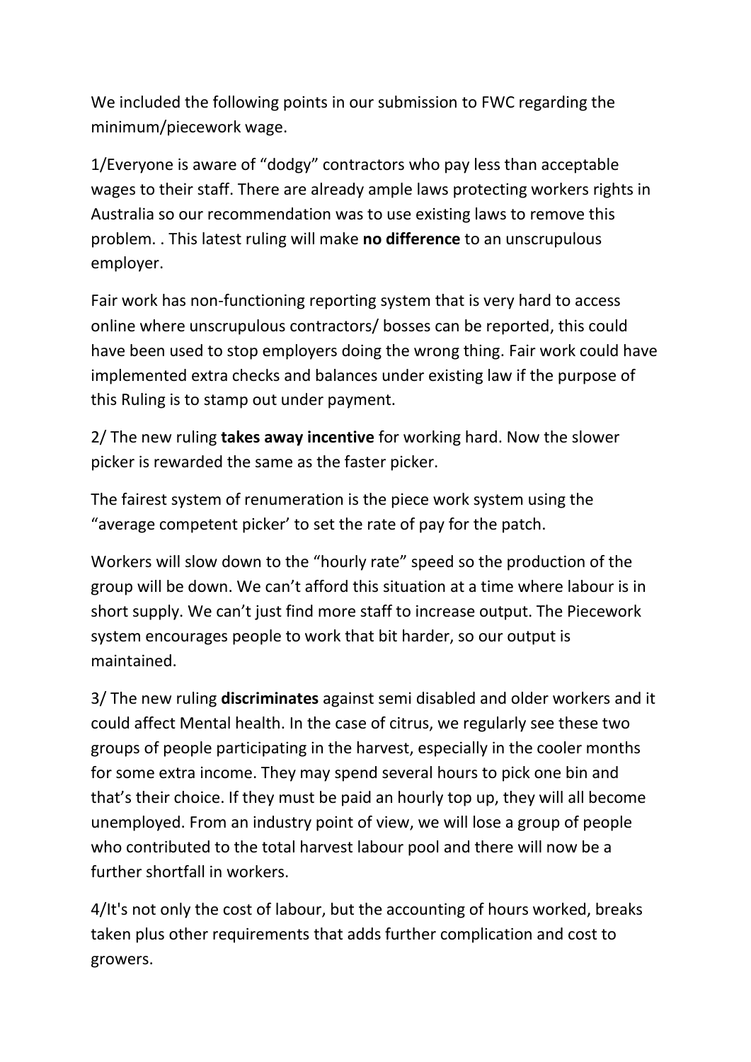We included the following points in our submission to FWC regarding the minimum/piecework wage.

1/Everyone is aware of "dodgy" contractors who pay less than acceptable wages to their staff. There are already ample laws protecting workers rights in Australia so our recommendation was to use existing laws to remove this problem. . This latest ruling will make **no difference** to an unscrupulous employer.

Fair work has non-functioning reporting system that is very hard to access online where unscrupulous contractors/ bosses can be reported, this could have been used to stop employers doing the wrong thing. Fair work could have implemented extra checks and balances under existing law if the purpose of this Ruling is to stamp out under payment.

2/ The new ruling **takes away incentive** for working hard. Now the slower picker is rewarded the same as the faster picker.

The fairest system of renumeration is the piece work system using the "average competent picker' to set the rate of pay for the patch.

Workers will slow down to the "hourly rate" speed so the production of the group will be down. We can't afford this situation at a time where labour is in short supply. We can't just find more staff to increase output. The Piecework system encourages people to work that bit harder, so our output is maintained.

3/ The new ruling **discriminates** against semi disabled and older workers and it could affect Mental health. In the case of citrus, we regularly see these two groups of people participating in the harvest, especially in the cooler months for some extra income. They may spend several hours to pick one bin and that's their choice. If they must be paid an hourly top up, they will all become unemployed. From an industry point of view, we will lose a group of people who contributed to the total harvest labour pool and there will now be a further shortfall in workers.

4/It's not only the cost of labour, but the accounting of hours worked, breaks taken plus other requirements that adds further complication and cost to growers.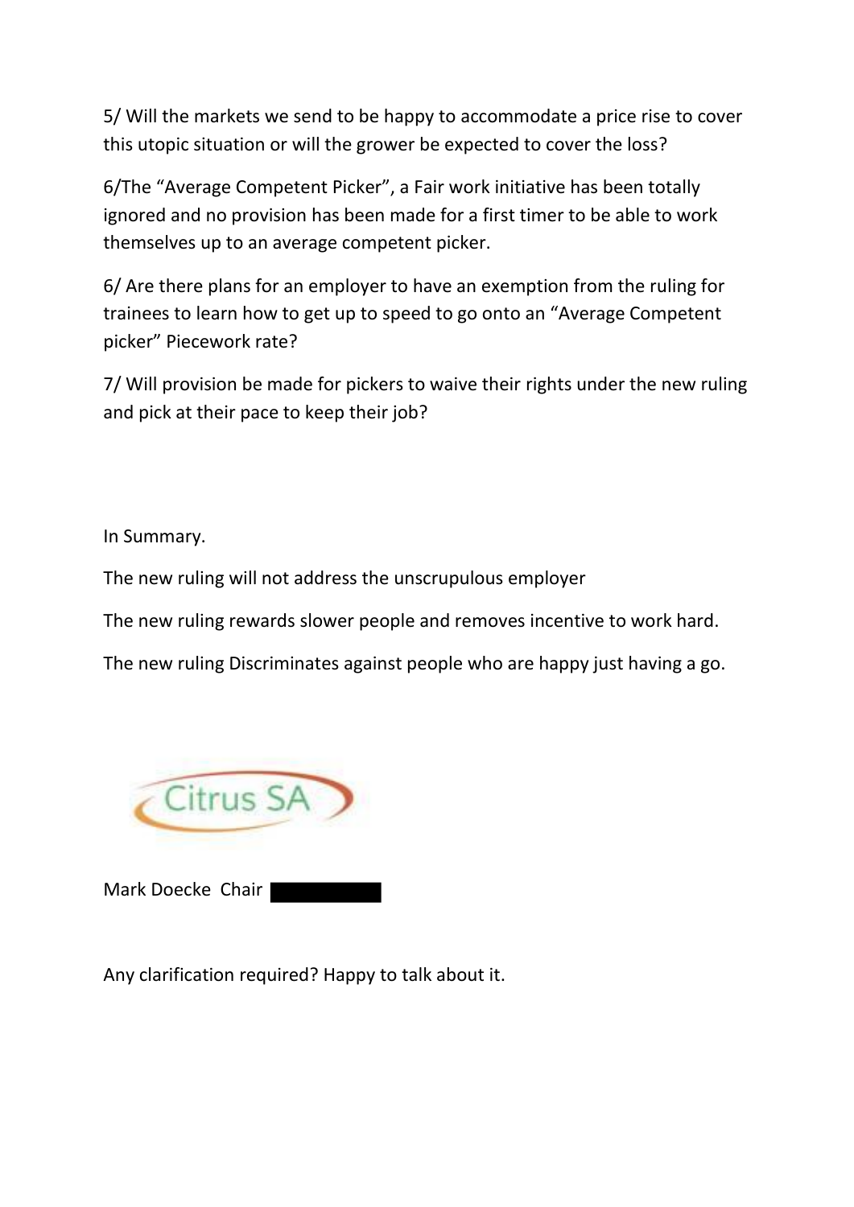5/ Will the markets we send to be happy to accommodate a price rise to cover this utopic situation or will the grower be expected to cover the loss?

6/The "Average Competent Picker", a Fair work initiative has been totally ignored and no provision has been made for a first timer to be able to work themselves up to an average competent picker.

6/ Are there plans for an employer to have an exemption from the ruling for trainees to learn how to get up to speed to go onto an "Average Competent picker" Piecework rate?

7/ Will provision be made for pickers to waive their rights under the new ruling and pick at their pace to keep their job?

In Summary.

The new ruling will not address the unscrupulous employer

The new ruling rewards slower people and removes incentive to work hard.

The new ruling Discriminates against people who are happy just having a go.

Citrus SA

Mark Doecke Chair

Any clarification required? Happy to talk about it.